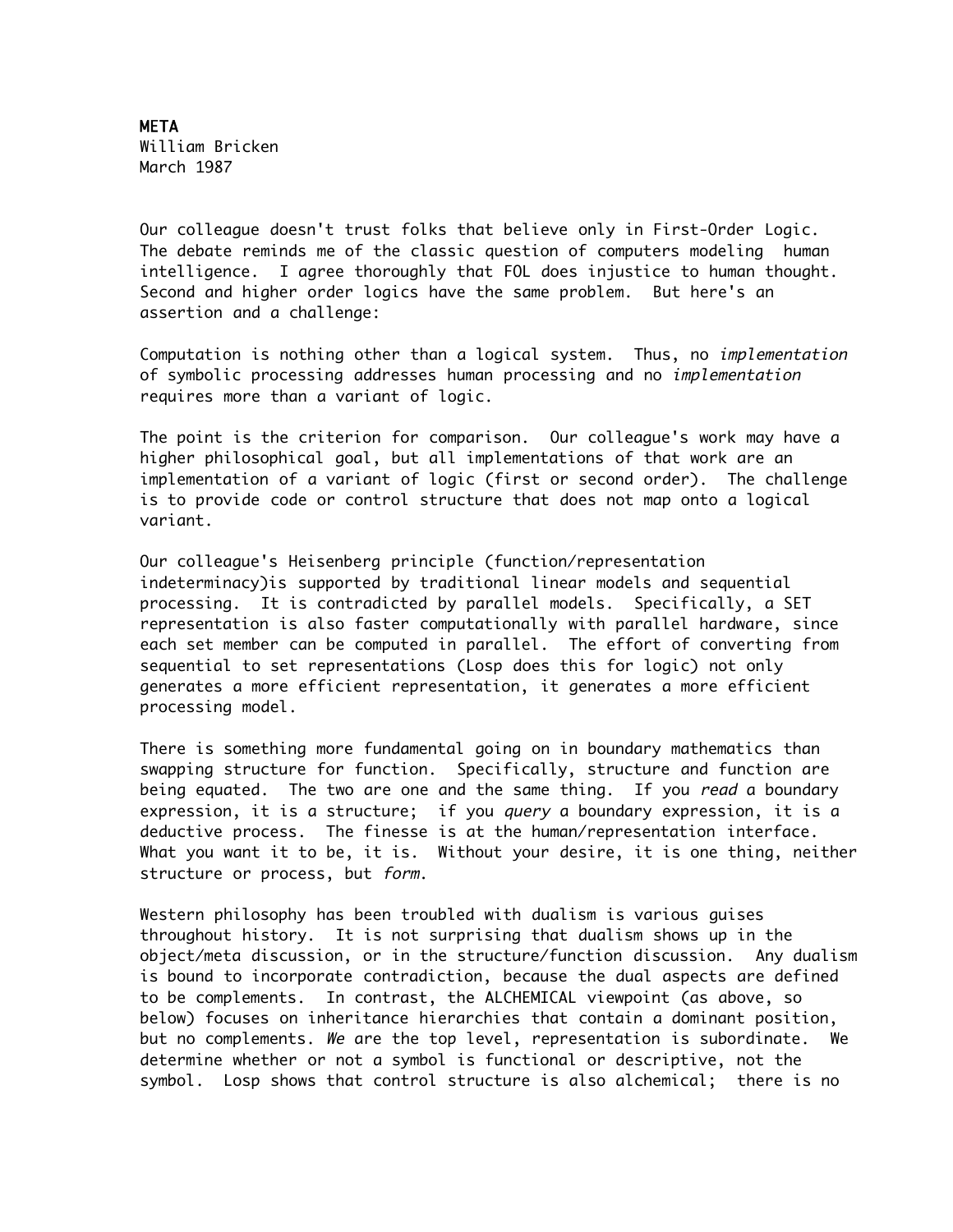**META**  
William Bricken  
March 1987

Our colleague doesn't trust folks that believe only in First-Order Logic. The debate reminds me of the classic question of computers modeling human intelligence. I agree thoroughly that FOL does injustice to human thought. Second and higher order logics have the same problem. But here's an assertion and a challenge:

Computation is nothing other than a logical system. Thus, no *implementation* of symbolic processing addresses human processing and no *implementation* requires more than a variant of logic.

The point is the criterion for comparison. Our colleague's work may have a higher philosophical goal, but all implementations of that work are an implementation of a variant of logic (first or second order). The challenge is to provide code or control structure that does not map onto a logical variant.

Our colleague's Heisenberg principle (function/representation indeterminacy)is supported by traditional linear models and sequential processing. It is contradicted by parallel models. Specifically, a SET representation is also faster computationally with parallel hardware, since each set member can be computed in parallel. The effort of converting from sequential to set representations (Losp does this for logic) not only generates a more efficient representation, it generates a more efficient processing model.

There is something more fundamental going on in boundary mathematics than swapping structure for function. Specifically, structure and function are being equated. The two are one and the same thing. If you *read* a boundary expression, it is a structure; if you *query* a boundary expression, it is a deductive process. The finesse is at the human/representation interface. What you want it to be, it is. Without your desire, it is one thing, neither structure or process, but *form*.

Western philosophy has been troubled with dualism is various guises throughout history. It is not surprising that dualism shows up in the object/meta discussion, or in the structure/function discussion. Any dualism is bound to incorporate contradiction, because the dual aspects are defined to be complements. In contrast, the ALCHEMICAL viewpoint (as above, so below) focuses on inheritance hierarchies that contain a dominant position, but no complements. *We* are the top level, representation is subordinate. We determine whether or not a symbol is functional or descriptive, not the symbol. Losp shows that control structure is also alchemical; there is no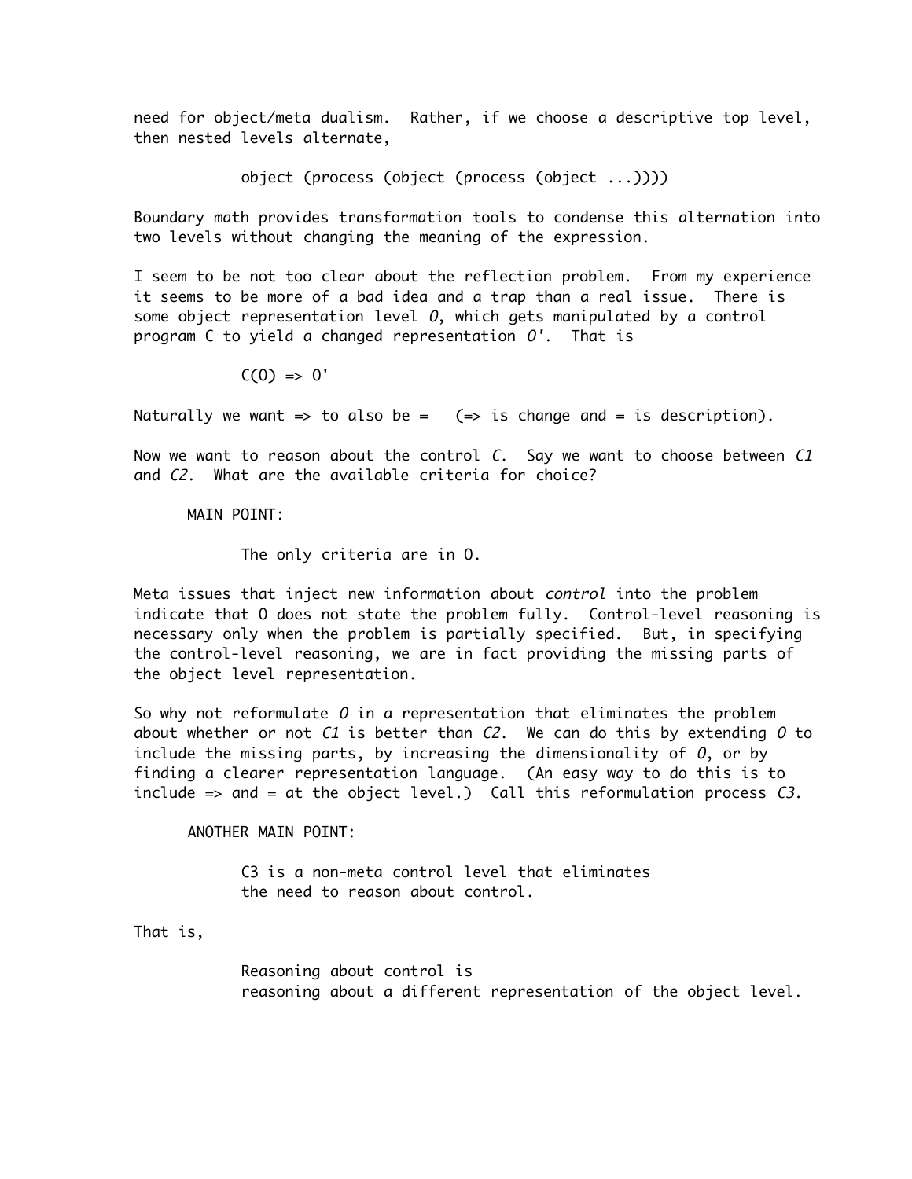need for object/meta dualism. Rather, if we choose a descriptive top level, then nested levels alternate,

```
object (process (object (process (object ...))))
```

Boundary math provides transformation tools to condense this alternation into two levels without changing the meaning of the expression.

I seem to be not too clear about the reflection problem. From my experience it seems to be more of a bad idea and a trap than a real issue. There is some object representation level *O*, which gets manipulated by a control program C to yield a changed representation *O'*. That is

```
C(O) => O'
```

Naturally we want => to also be = (=> is change and = is description).

Now we want to reason about the control *C*. Say we want to choose between *C1* and *C2*. What are the available criteria for choice?

MAIN POINT:

> The only criteria are in O.

Meta issues that inject new information about *control* into the problem indicate that O does not state the problem fully. Control-level reasoning is necessary only when the problem is partially specified. But, in specifying the control-level reasoning, we are in fact providing the missing parts of the object level representation.

So why not reformulate *O* in a representation that eliminates the problem about whether or not *C1* is better than *C2*. We can do this by extending *O* to include the missing parts, by increasing the dimensionality of *O*, or by finding a clearer representation language. (An easy way to do this is to include => and = at the object level.) Call this reformulation process *C3*.

ANOTHER MAIN POINT:

> C3 is a non-meta control level that eliminates
> the need to reason about control.

That is,

> Reasoning about control is
> reasoning about a different representation of the object level.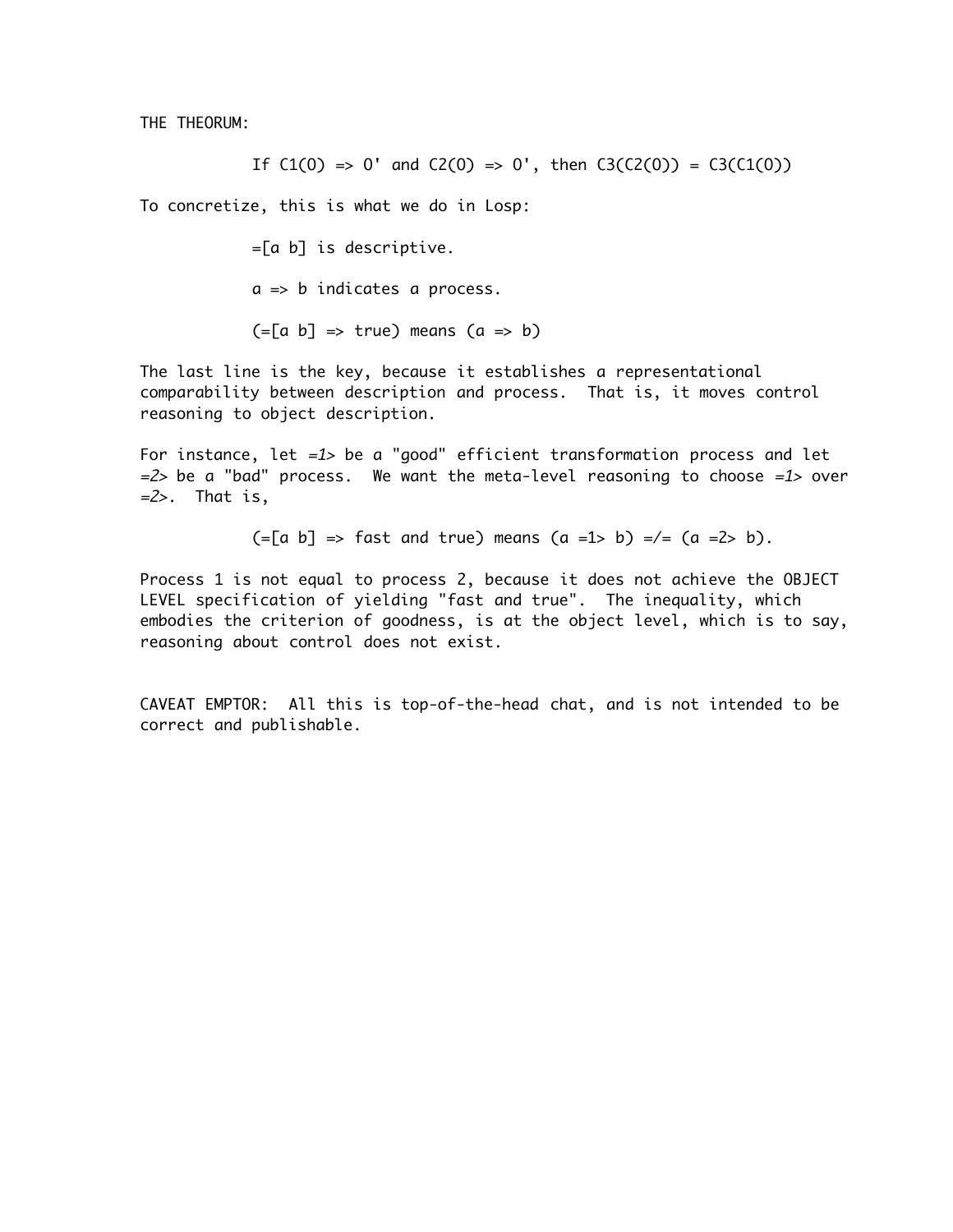THE THEORUM:

$$\text{If } C1(O) \Rightarrow O' \text{ and } C2(O) \Rightarrow O', \text{ then } C3(C2(O)) = C3(C1(O))$$

To concretize, this is what we do in Losp:

=[a b] is descriptive.

a => b indicates a process.

(=[a b] => true) means (a => b)

The last line is the key, because it establishes a representational comparability between description and process. That is, it moves control reasoning to object description.

For instance, let *=1>* be a "good" efficient transformation process and let *=2>* be a "bad" process. We want the meta-level reasoning to choose *=1>* over *=2>*. That is,

(=[a b] => fast and true) means (a =1> b) =/= (a =2> b).

Process 1 is not equal to process 2, because it does not achieve the OBJECT LEVEL specification of yielding "fast and true". The inequality, which embodies the criterion of goodness, is at the object level, which is to say, reasoning about control does not exist.

CAVEAT EMPTOR: All this is top-of-the-head chat, and is not intended to be correct and publishable.